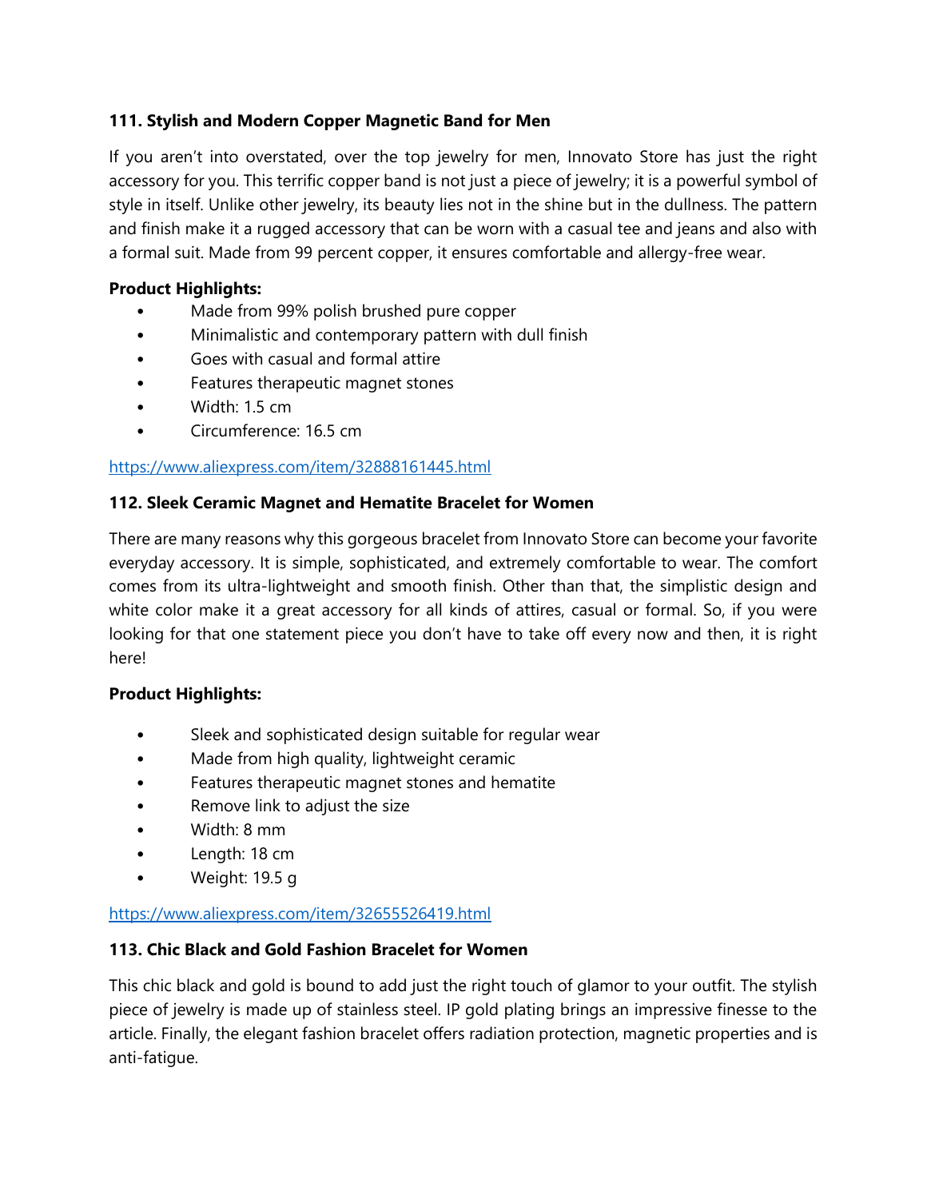**111. Stylish and Modern Copper Magnetic Band for Men**

If you aren't into overstated, over the top jewelry for men, Innovato Store has just the right accessory for you. This terrific copper band is not just a piece of jewelry; it is a powerful symbol of style in itself. Unlike other jewelry, its beauty lies not in the shine but in the dullness. The pattern and finish make it a rugged accessory that can be worn with a casual tee and jeans and also with a formal suit. Made from 99 percent copper, it ensures comfortable and allergy-free wear.

**Product Highlights:**

- Made from 99% polish brushed pure copper
- Minimalistic and contemporary pattern with dull finish
- Goes with casual and formal attire
- Features therapeutic magnet stones
- Width: 1.5 cm
- Circumference: 16.5 cm

https://www.aliexpress.com/item/32888161445.html

**112. Sleek Ceramic Magnet and Hematite Bracelet for Women**

There are many reasons why this gorgeous bracelet from Innovato Store can become your favorite everyday accessory. It is simple, sophisticated, and extremely comfortable to wear. The comfort comes from its ultra-lightweight and smooth finish. Other than that, the simplistic design and white color make it a great accessory for all kinds of attires, casual or formal. So, if you were looking for that one statement piece you don't have to take off every now and then, it is right here!

**Product Highlights:**

- Sleek and sophisticated design suitable for regular wear
- Made from high quality, lightweight ceramic
- Features therapeutic magnet stones and hematite
- Remove link to adjust the size
- Width: 8 mm
- Length: 18 cm
- Weight: 19.5 g

https://www.aliexpress.com/item/32655526419.html

**113. Chic Black and Gold Fashion Bracelet for Women**

This chic black and gold is bound to add just the right touch of glamor to your outfit. The stylish piece of jewelry is made up of stainless steel. IP gold plating brings an impressive finesse to the article. Finally, the elegant fashion bracelet offers radiation protection, magnetic properties and is anti-fatigue.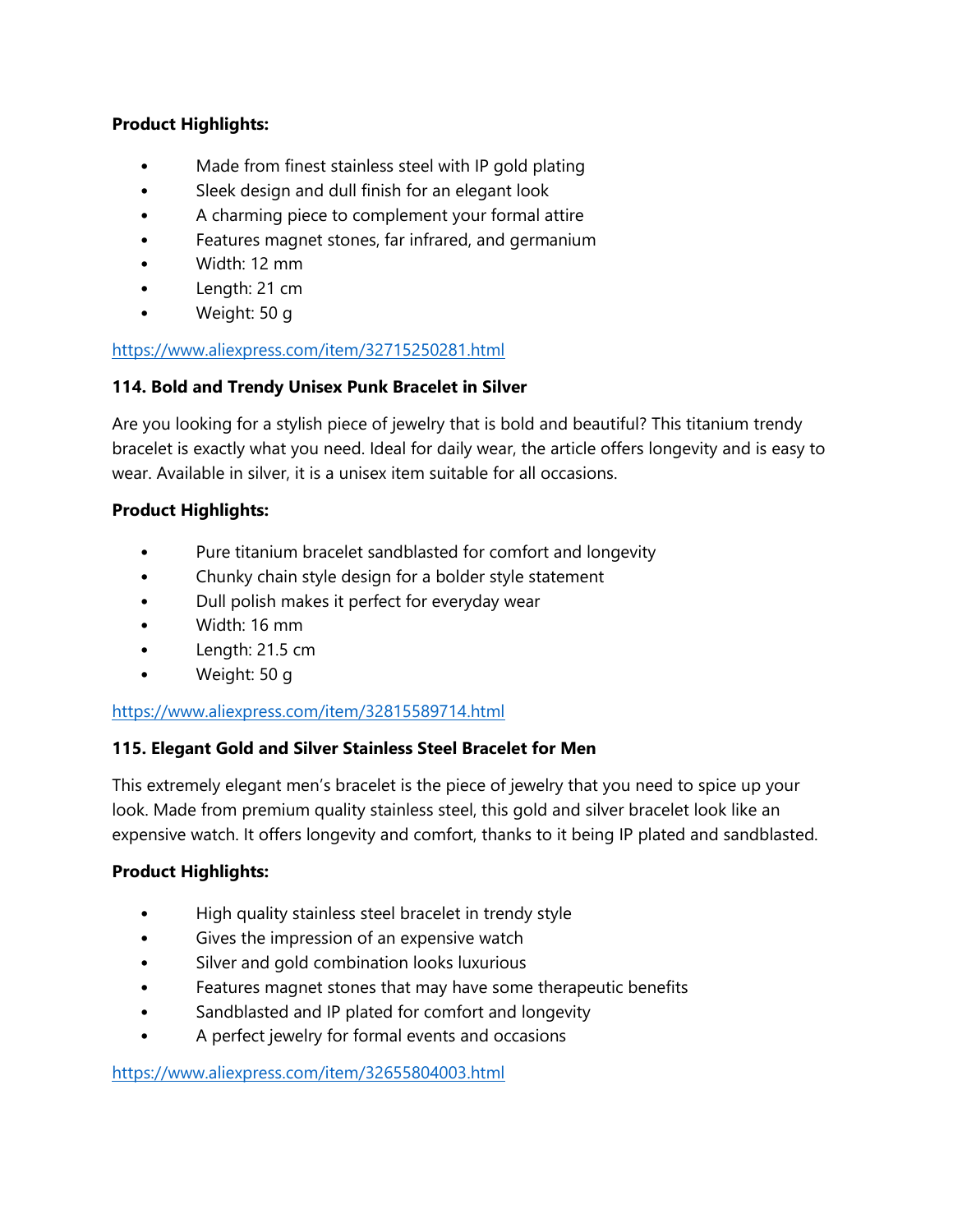**Product Highlights:**

- Made from finest stainless steel with IP gold plating
- Sleek design and dull finish for an elegant look
- A charming piece to complement your formal attire
- Features magnet stones, far infrared, and germanium
- Width: 12 mm
- Length: 21 cm
- Weight: 50 g

https://www.aliexpress.com/item/32715250281.html

**114. Bold and Trendy Unisex Punk Bracelet in Silver**

Are you looking for a stylish piece of jewelry that is bold and beautiful? This titanium trendy bracelet is exactly what you need. Ideal for daily wear, the article offers longevity and is easy to wear. Available in silver, it is a unisex item suitable for all occasions.

**Product Highlights:**

- Pure titanium bracelet sandblasted for comfort and longevity
- Chunky chain style design for a bolder style statement
- Dull polish makes it perfect for everyday wear
- Width: 16 mm
- Length: 21.5 cm
- Weight: 50 g

https://www.aliexpress.com/item/32815589714.html

**115. Elegant Gold and Silver Stainless Steel Bracelet for Men**

This extremely elegant men's bracelet is the piece of jewelry that you need to spice up your look. Made from premium quality stainless steel, this gold and silver bracelet look like an expensive watch. It offers longevity and comfort, thanks to it being IP plated and sandblasted.

**Product Highlights:**

- High quality stainless steel bracelet in trendy style
- Gives the impression of an expensive watch
- Silver and gold combination looks luxurious
- Features magnet stones that may have some therapeutic benefits
- Sandblasted and IP plated for comfort and longevity
- A perfect jewelry for formal events and occasions

https://www.aliexpress.com/item/32655804003.html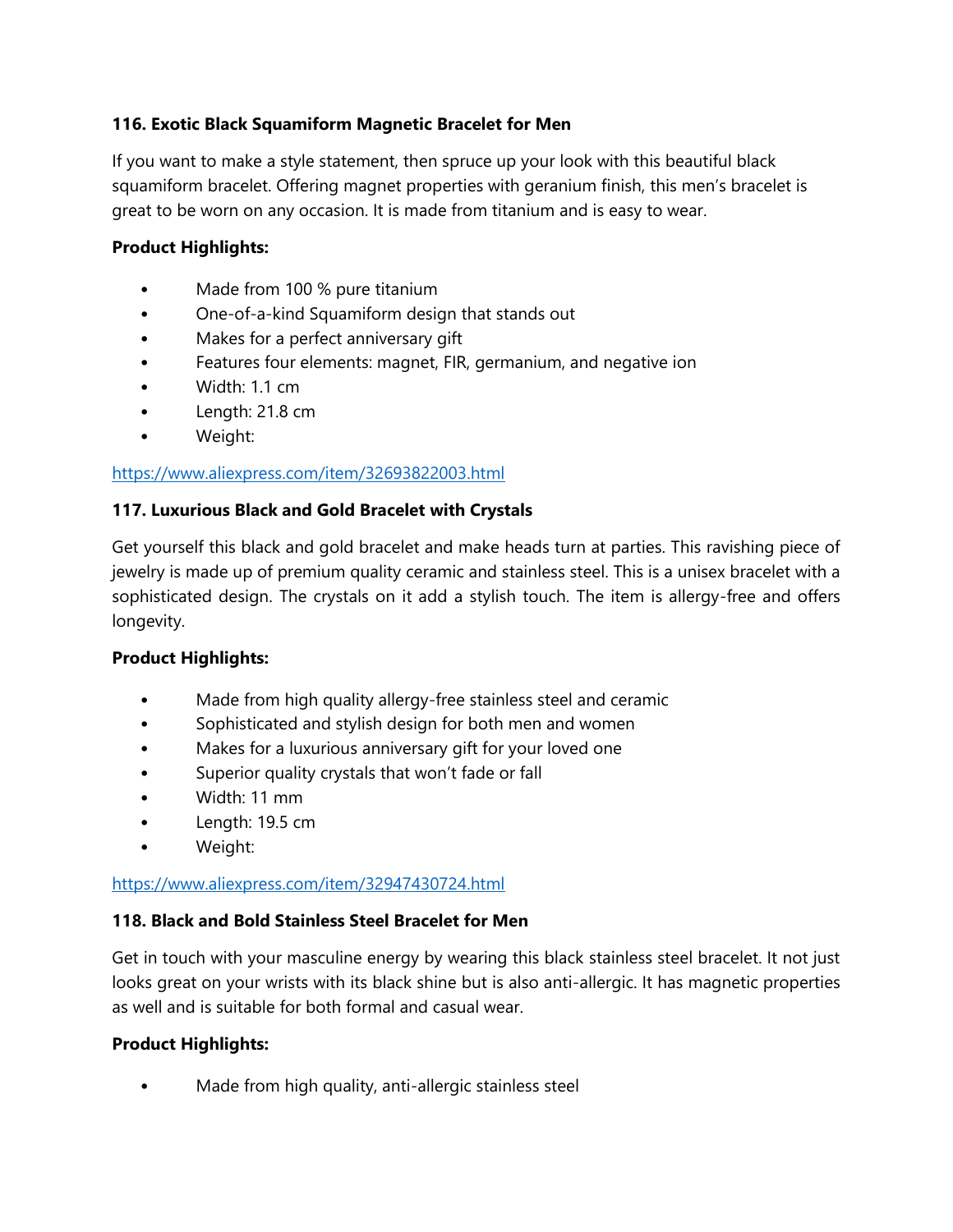### 116. Exotic Black Squamiform Magnetic Bracelet for Men

If you want to make a style statement, then spruce up your look with this beautiful black squamiform bracelet. Offering magnet properties with geranium finish, this men's bracelet is great to be worn on any occasion. It is made from titanium and is easy to wear.

**Product Highlights:**

- Made from 100 % pure titanium
- One-of-a-kind Squamiform design that stands out
- Makes for a perfect anniversary gift
- Features four elements: magnet, FIR, germanium, and negative ion
- Width: 1.1 cm
- Length: 21.8 cm
- Weight:

https://www.aliexpress.com/item/32693822003.html

### 117. Luxurious Black and Gold Bracelet with Crystals

Get yourself this black and gold bracelet and make heads turn at parties. This ravishing piece of jewelry is made up of premium quality ceramic and stainless steel. This is a unisex bracelet with a sophisticated design. The crystals on it add a stylish touch. The item is allergy-free and offers longevity.

**Product Highlights:**

- Made from high quality allergy-free stainless steel and ceramic
- Sophisticated and stylish design for both men and women
- Makes for a luxurious anniversary gift for your loved one
- Superior quality crystals that won't fade or fall
- Width: 11 mm
- Length: 19.5 cm
- Weight:

https://www.aliexpress.com/item/32947430724.html

### 118. Black and Bold Stainless Steel Bracelet for Men

Get in touch with your masculine energy by wearing this black stainless steel bracelet. It not just looks great on your wrists with its black shine but is also anti-allergic. It has magnetic properties as well and is suitable for both formal and casual wear.

**Product Highlights:**

- Made from high quality, anti-allergic stainless steel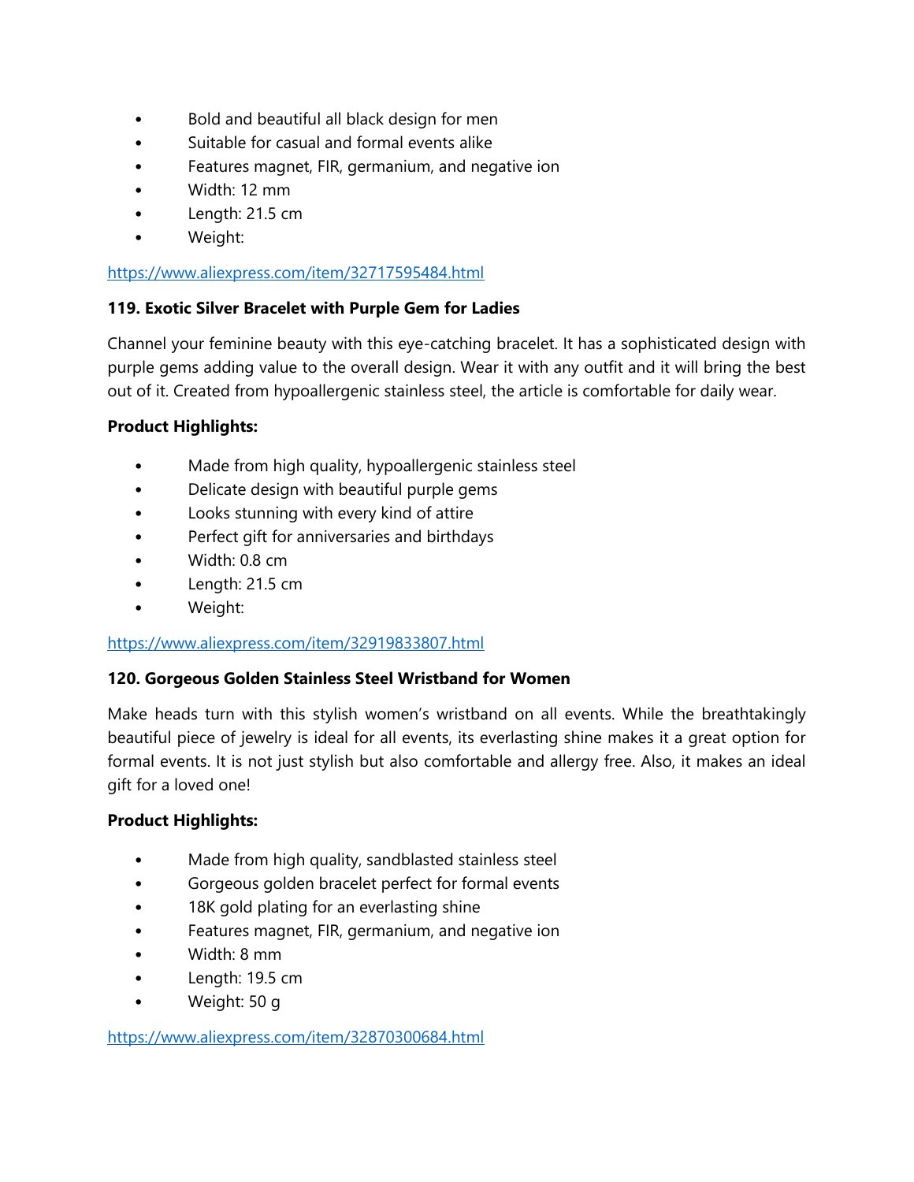- Bold and beautiful all black design for men
- Suitable for casual and formal events alike
- Features magnet, FIR, germanium, and negative ion
- Width: 12 mm
- Length: 21.5 cm
- Weight:

https://www.aliexpress.com/item/32717595484.html

**119. Exotic Silver Bracelet with Purple Gem for Ladies**

Channel your feminine beauty with this eye-catching bracelet. It has a sophisticated design with purple gems adding value to the overall design. Wear it with any outfit and it will bring the best out of it. Created from hypoallergenic stainless steel, the article is comfortable for daily wear.

**Product Highlights:**

- Made from high quality, hypoallergenic stainless steel
- Delicate design with beautiful purple gems
- Looks stunning with every kind of attire
- Perfect gift for anniversaries and birthdays
- Width: 0.8 cm
- Length: 21.5 cm
- Weight:

https://www.aliexpress.com/item/32919833807.html

**120. Gorgeous Golden Stainless Steel Wristband for Women**

Make heads turn with this stylish women's wristband on all events. While the breathtakingly beautiful piece of jewelry is ideal for all events, its everlasting shine makes it a great option for formal events. It is not just stylish but also comfortable and allergy free. Also, it makes an ideal gift for a loved one!

**Product Highlights:**

- Made from high quality, sandblasted stainless steel
- Gorgeous golden bracelet perfect for formal events
- 18K gold plating for an everlasting shine
- Features magnet, FIR, germanium, and negative ion
- Width: 8 mm
- Length: 19.5 cm
- Weight: 50 g

https://www.aliexpress.com/item/32870300684.html